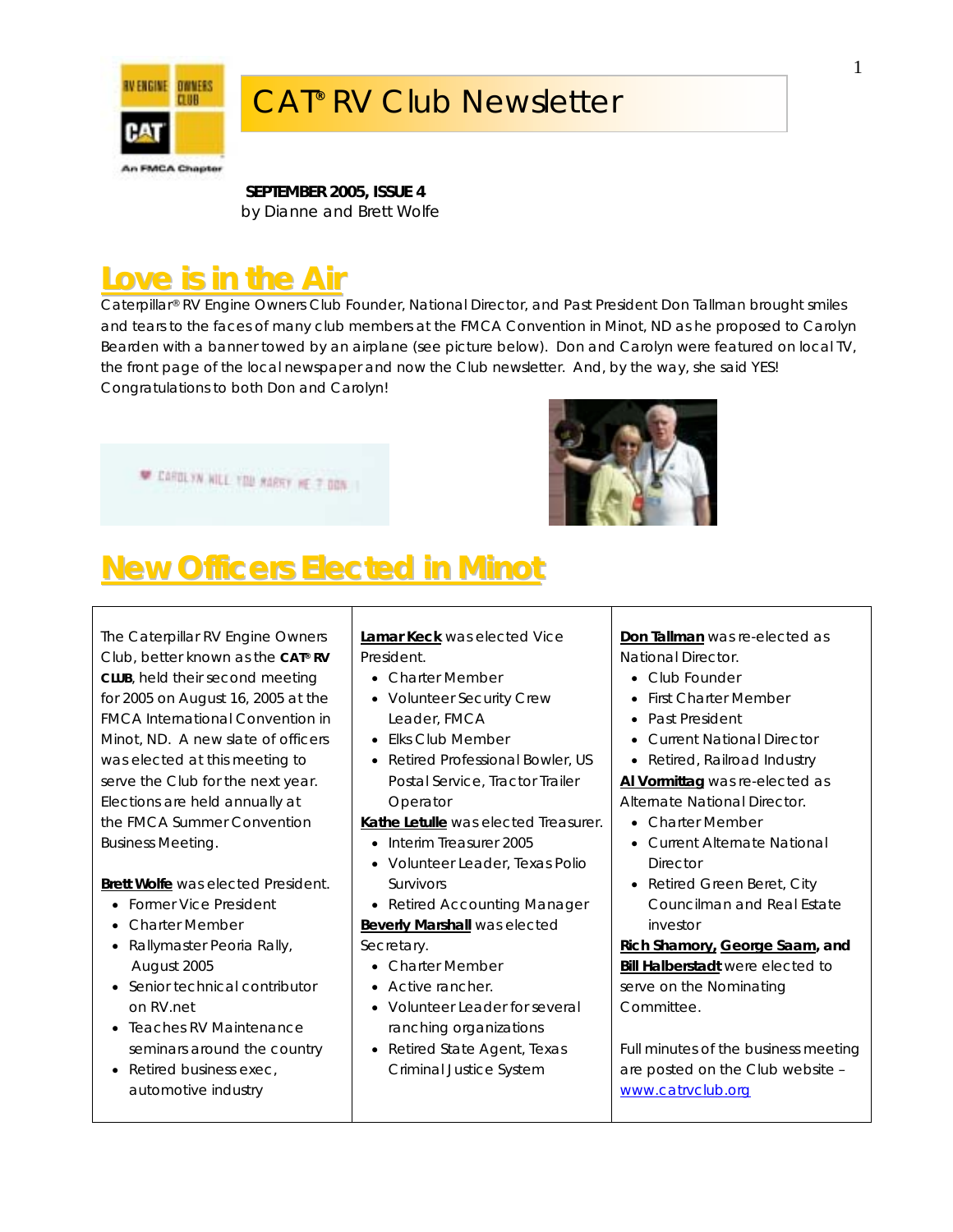# CAT® RV Club Newsletter

**SEPTEMBER 2005, ISSUE 4**
by Dianne and Brett Wolfe

## Love is in the Air

Caterpillar® RV Engine Owners Club Founder, National Director, and Past President Don Tallman brought smiles and tears to the faces of many club members at the FMCA Convention in Minot, ND as he proposed to Carolyn Bearden with a banner towed by an airplane (see picture below). Don and Carolyn were featured on local TV, the front page of the local newspaper and now the Club newsletter. And, by the way, she said YES! Congratulations to both Don and Carolyn!

## New Officers Elected in Minot

The Caterpillar RV Engine Owners Club, better known as the **CAT® RV CLUB**, held their second meeting for 2005 on August 16, 2005 at the FMCA International Convention in Minot, ND. A new slate of officers was elected at this meeting to serve the Club for the next year. Elections are held annually at the FMCA Summer Convention Business Meeting.

**Brett Wolfe** was elected President.

- Former Vice President
- Charter Member
- Rallymaster Peoria Rally, August 2005
- Senior technical contributor on RV.net
- Teaches RV Maintenance seminars around the country
- Retired business exec, automotive industry

**Lamar Keck** was elected Vice President.

- Charter Member
- Volunteer Security Crew Leader, FMCA
- Elks Club Member
- Retired Professional Bowler, US Postal Service, Tractor Trailer Operator

**Kathe Letulle** was elected Treasurer.

- Interim Treasurer 2005
- Volunteer Leader, Texas Polio Survivors
- Retired Accounting Manager

**Beverly Marshall** was elected Secretary.

- Charter Member
- Active rancher.
- Volunteer Leader for several ranching organizations
- Retired State Agent, Texas Criminal Justice System

**Don Tallman** was re-elected as National Director.

- Club Founder
- First Charter Member
- Past President
- Current National Director
- Retired, Railroad Industry

**Al Vormittag** was re-elected as Alternate National Director.

- Charter Member
- Current Alternate National Director
- Retired Green Beret, City Councilman and Real Estate investor

**Rich Shamory, George Saam, and Bill Halberstadt** were elected to serve on the Nominating Committee.

Full minutes of the business meeting are posted on the Club website – www.catrvclub.org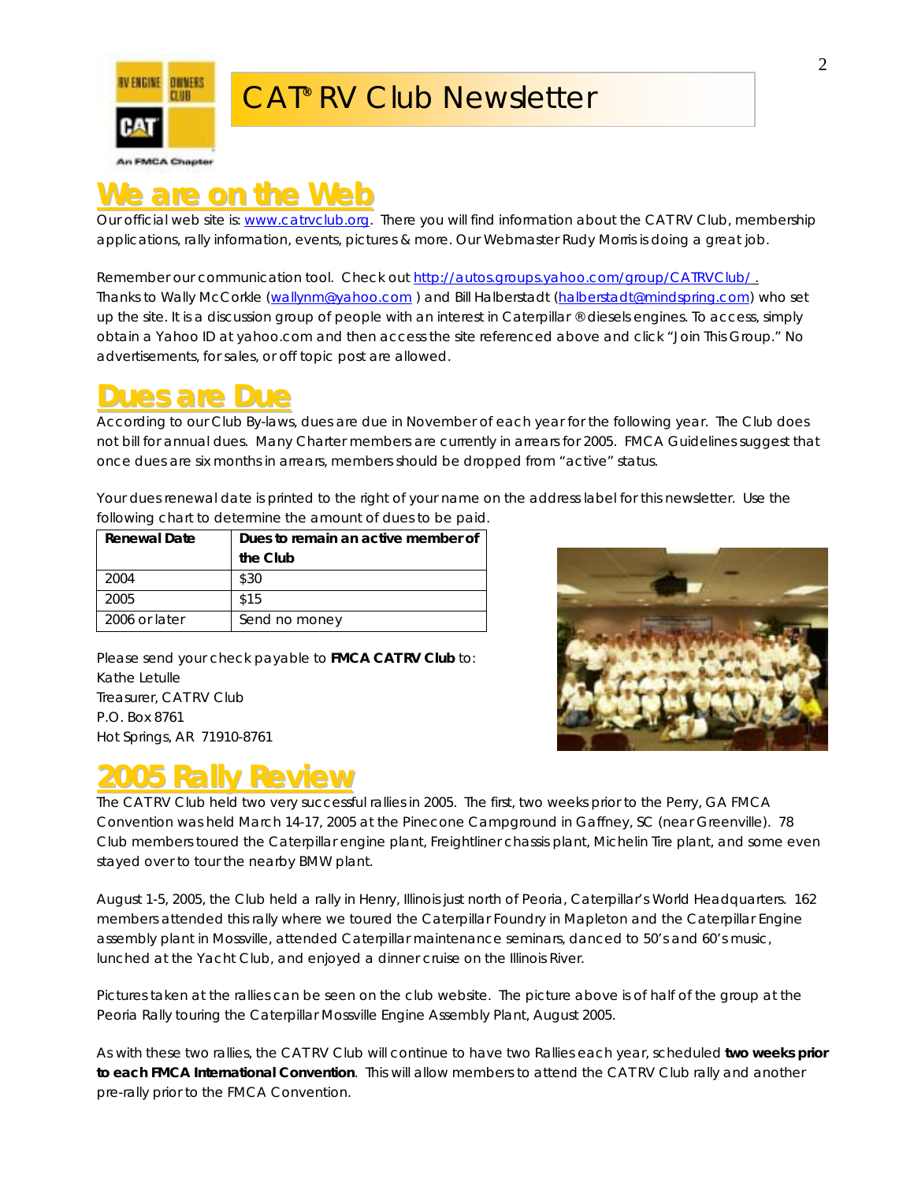# CAT® RV Club Newsletter

## We are on the Web

Our official web site is: www.catrvclub.org. There you will find information about the CATRV Club, membership applications, rally information, events, pictures & more. Our Webmaster Rudy Morris is doing a great job.

Remember our communication tool. Check out http://autos.groups.yahoo.com/group/CATRVClub/. Thanks to Wally McCorkle (wallynm@yahoo.com ) and Bill Halberstadt (halberstadt@mindspring.com) who set up the site. It is a discussion group of people with an interest in Caterpillar ® diesels engines. To access, simply obtain a Yahoo ID at yahoo.com and then access the site referenced above and click "Join This Group." No advertisements, for sales, or off topic post are allowed.

## Dues are Due

According to our Club By-laws, dues are due in November of each year for the following year. The Club does not bill for annual dues. Many Charter members are currently in arrears for 2005. FMCA Guidelines suggest that once dues are six months in arrears, members should be dropped from "active" status.

Your dues renewal date is printed to the right of your name on the address label for this newsletter. Use the following chart to determine the amount of dues to be paid.

| Renewal Date | Dues to remain an active member of the Club |
|---|---|
| 2004 | $30 |
| 2005 | $15 |
| 2006 or later | Send no money |

Please send your check payable to **FMCA CATRV Club** to:
Kathe Letulle
Treasurer, CATRV Club
P.O. Box 8761
Hot Springs, AR 71910-8761

## 2005 Rally Review

The CATRV Club held two very successful rallies in 2005. The first, two weeks prior to the Perry, GA FMCA Convention was held March 14-17, 2005 at the Pinecone Campground in Gaffney, SC (near Greenville). 78 Club members toured the Caterpillar engine plant, Freightliner chassis plant, Michelin Tire plant, and some even stayed over to tour the nearby BMW plant.

August 1-5, 2005, the Club held a rally in Henry, Illinois just north of Peoria, Caterpillar's World Headquarters. 162 members attended this rally where we toured the Caterpillar Foundry in Mapleton and the Caterpillar Engine assembly plant in Mossville, attended Caterpillar maintenance seminars, danced to 50's and 60's music, lunched at the Yacht Club, and enjoyed a dinner cruise on the Illinois River.

Pictures taken at the rallies can be seen on the club website. The picture above is of half of the group at the Peoria Rally touring the Caterpillar Mossville Engine Assembly Plant, August 2005.

As with these two rallies, the CATRV Club will continue to have two Rallies each year, scheduled **two weeks prior to each FMCA International Convention**. This will allow members to attend the CATRV Club rally and another pre-rally prior to the FMCA Convention.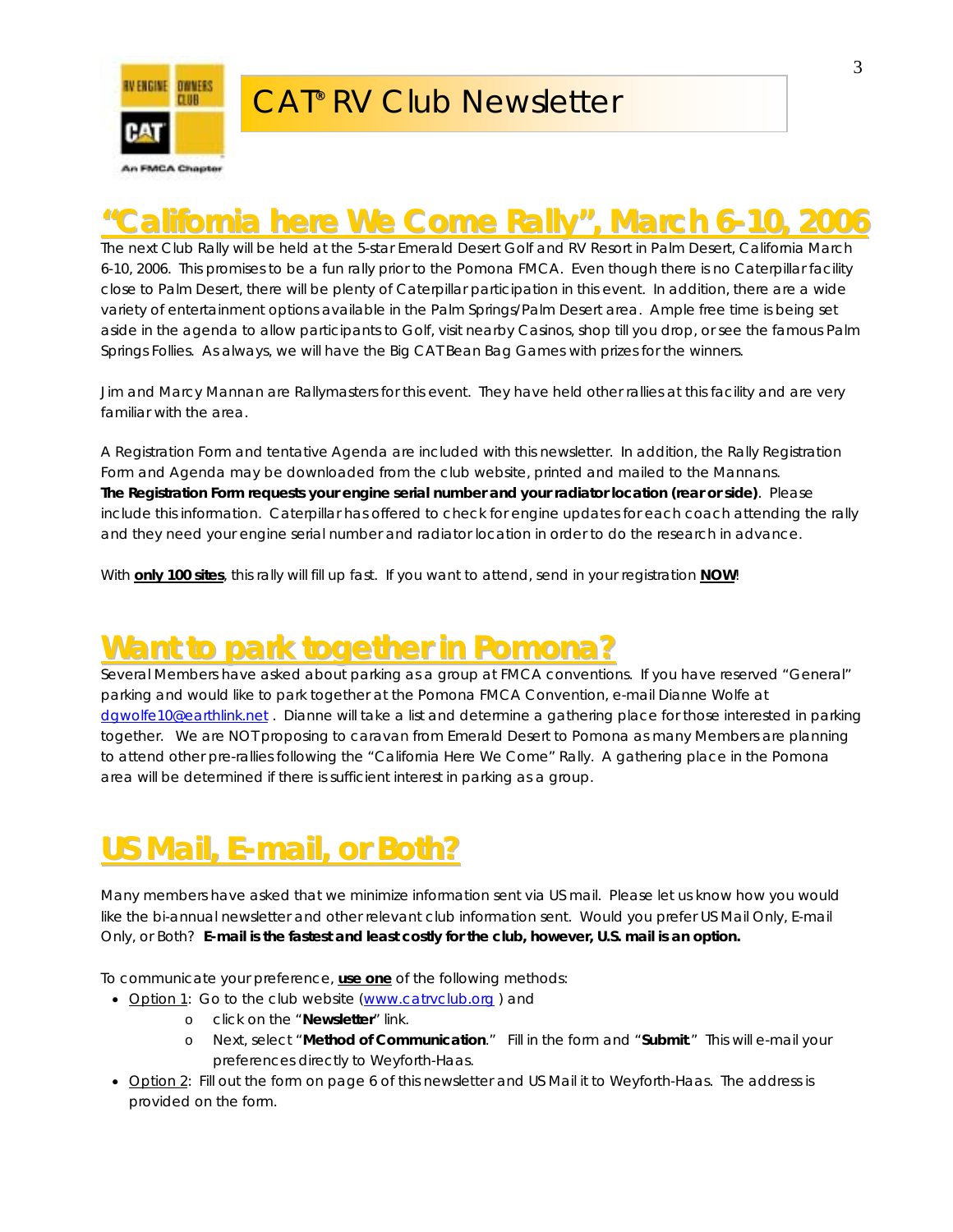# CAT® RV Club Newsletter

## "California here We Come Rally", March 6-10, 2006

The next Club Rally will be held at the 5-star Emerald Desert Golf and RV Resort in Palm Desert, California March 6-10, 2006. This promises to be a fun rally prior to the Pomona FMCA. Even though there is no Caterpillar facility close to Palm Desert, there will be plenty of Caterpillar participation in this event. In addition, there are a wide variety of entertainment options available in the Palm Springs/Palm Desert area. Ample free time is being set aside in the agenda to allow participants to Golf, visit nearby Casinos, shop till you drop, or see the famous Palm Springs Follies. As always, we will have the Big CAT Bean Bag Games with prizes for the winners.

Jim and Marcy Mannan are Rallymasters for this event. They have held other rallies at this facility and are very familiar with the area.

A Registration Form and tentative Agenda are included with this newsletter. In addition, the Rally Registration Form and Agenda may be downloaded from the club website, printed and mailed to the Mannans. **The Registration Form requests your engine serial number and your radiator location (rear or side)**. Please include this information. Caterpillar has offered to check for engine updates for each coach attending the rally and they need your engine serial number and radiator location in order to do the research in advance.

With **only 100 sites**, this rally will fill up fast. If you want to attend, send in your registration **NOW**!

## Want to park together in Pomona?

Several Members have asked about parking as a group at FMCA conventions. If you have reserved "General" parking and would like to park together at the Pomona FMCA Convention, e-mail Dianne Wolfe at dgwolfe10@earthlink.net . Dianne will take a list and determine a gathering place for those interested in parking together. We are NOT proposing to caravan from Emerald Desert to Pomona as many Members are planning to attend other pre-rallies following the "California Here We Come" Rally. A gathering place in the Pomona area will be determined if there is sufficient interest in parking as a group.

## US Mail, E-mail, or Both?

Many members have asked that we minimize information sent via US mail. Please let us know how you would like the bi-annual newsletter and other relevant club information sent. Would you prefer US Mail Only, E-mail Only, or Both? **E-mail is the fastest and least costly for the club, however, U.S. mail is an option.**

To communicate your preference, **use one** of the following methods:

- Option 1: Go to the club website (www.catrvclub.org ) and
  - click on the "**Newsletter**" link.
  - Next, select "**Method of Communication**." Fill in the form and "**Submit**." This will e-mail your preferences directly to Weyforth-Haas.
- Option 2: Fill out the form on page 6 of this newsletter and US Mail it to Weyforth-Haas. The address is provided on the form.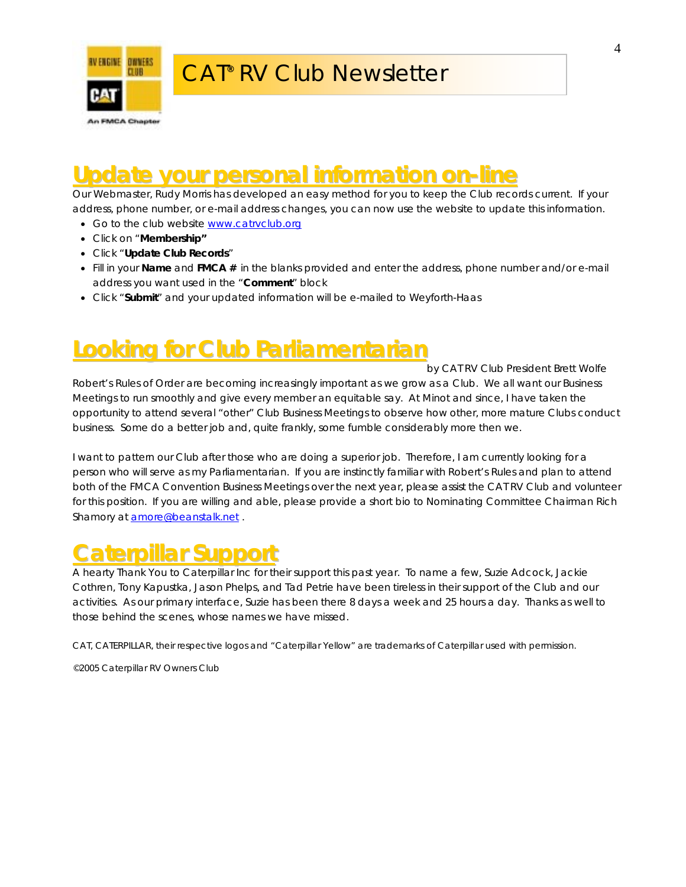# Update your personal information on-line

Our Webmaster, Rudy Morris has developed an easy method for you to keep the Club records current. If your address, phone number, or e-mail address changes, you can now use the website to update this information.

- Go to the club website www.catrvclub.org
- Click on "**Membership"**
- Click "**Update Club Records**"
- Fill in your **Name** and **FMCA #** in the blanks provided and enter the address, phone number and/or e-mail address you want used in the "**Comment**" block
- Click "**Submit**" and your updated information will be e-mailed to Weyforth-Haas

# Looking for Club Parliamentarian

by CATRV Club President Brett Wolfe

Robert's Rules of Order are becoming increasingly important as we grow as a Club. We all want our Business Meetings to run smoothly and give every member an equitable say. At Minot and since, I have taken the opportunity to attend several "other" Club Business Meetings to observe how other, more mature Clubs conduct business. Some do a better job and, quite frankly, some fumble considerably more then we.

I want to pattern our Club after those who are doing a superior job. Therefore, I am currently looking for a person who will serve as my Parliamentarian. If you are instinctly familiar with Robert's Rules and plan to attend both of the FMCA Convention Business Meetings over the next year, please assist the CATRV Club and volunteer for this position. If you are willing and able, please provide a short bio to Nominating Committee Chairman Rich Shamory at amore@beanstalk.net .

# Caterpillar Support

A hearty Thank You to Caterpillar Inc for their support this past year. To name a few, Suzie Adcock, Jackie Cothren, Tony Kapustka, Jason Phelps, and Tad Petrie have been tireless in their support of the Club and our activities. As our primary interface, Suzie has been there 8 days a week and 25 hours a day. Thanks as well to those behind the scenes, whose names we have missed.

CAT, CATERPILLAR, their respective logos and "Caterpillar Yellow" are trademarks of Caterpillar used with permission.

©2005 Caterpillar RV Owners Club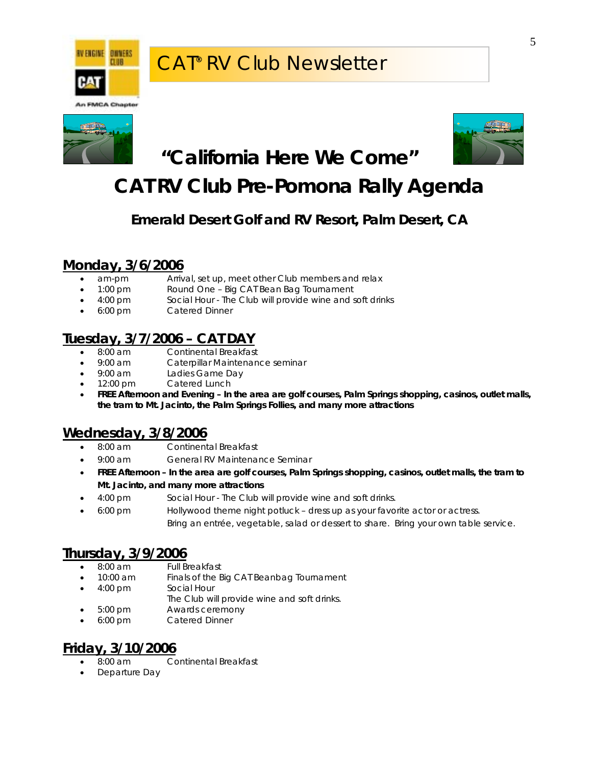# CAT® RV Club Newsletter

## "California Here We Come"

# CAT RV Club Pre-Pomona Rally Agenda

### Emerald Desert Golf and RV Resort, Palm Desert, CA

## Monday, 3/6/2006

- am-pm Arrival, set up, meet other Club members and relax
- 1:00 pm Round One – Big CAT Bean Bag Tournament
- 4:00 pm Social Hour - The Club will provide wine and soft drinks
- 6:00 pm Catered Dinner

## Tuesday, 3/7/2006 – CAT DAY

- 8:00 am Continental Breakfast
- 9:00 am Caterpillar Maintenance seminar
- 9:00 am Ladies Game Day
- 12:00 pm Catered Lunch
- **FREE Afternoon and Evening – In the area are golf courses, Palm Springs shopping, casinos, outlet malls, the tram to Mt. Jacinto, the Palm Springs Follies, and many more attractions**

## Wednesday, 3/8/2006

- 8:00 am Continental Breakfast
- 9:00 am General RV Maintenance Seminar
- **FREE Afternoon – In the area are golf courses, Palm Springs shopping, casinos, outlet malls, the tram to Mt. Jacinto, and many more attractions**
- 4:00 pm Social Hour - The Club will provide wine and soft drinks.
- 6:00 pm Hollywood theme night potluck – dress up as your favorite actor or actress. Bring an entrée, vegetable, salad or dessert to share. Bring your own table service.

## Thursday, 3/9/2006

- 8:00 am Full Breakfast
- 10:00 am Finals of the Big CAT Beanbag Tournament
- 4:00 pm Social Hour
  The Club will provide wine and soft drinks.
- 5:00 pm Awards ceremony
- 6:00 pm Catered Dinner

## Friday, 3/10/2006

- 8:00 am Continental Breakfast
- Departure Day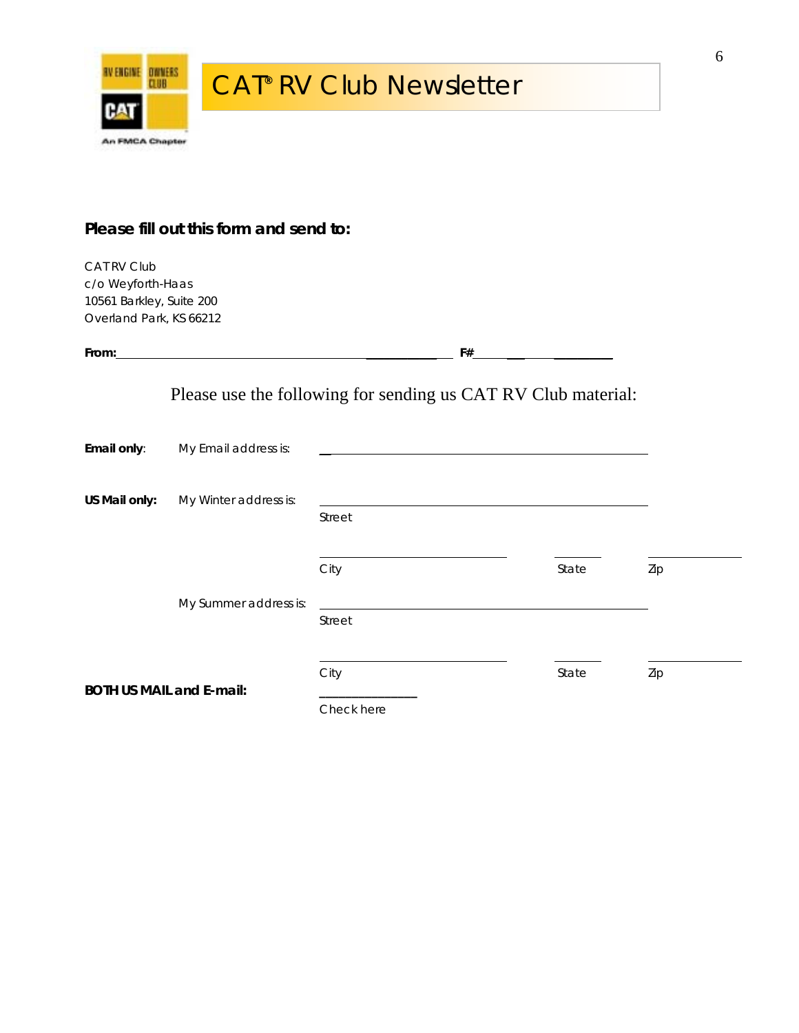# CAT® RV Club Newsletter

**Please fill out this form and send to:**

CAT RV Club
c/o Weyforth-Haas
10561 Barkley, Suite 200
Overland Park, KS 66212

**From:** ________________________________________ **F#** ______________

Please use the following for sending us CAT RV Club material:

**Email only**: My Email address is: ________________________________________

**US Mail only:** My Winter address is: ________________________________________
Street

________________________ ______ ____________
City State Zip

My Summer address is: ________________________________________
Street

________________________ ______ ____________
City State Zip

**BOTH US MAIL and E-mail:** ____________
Check here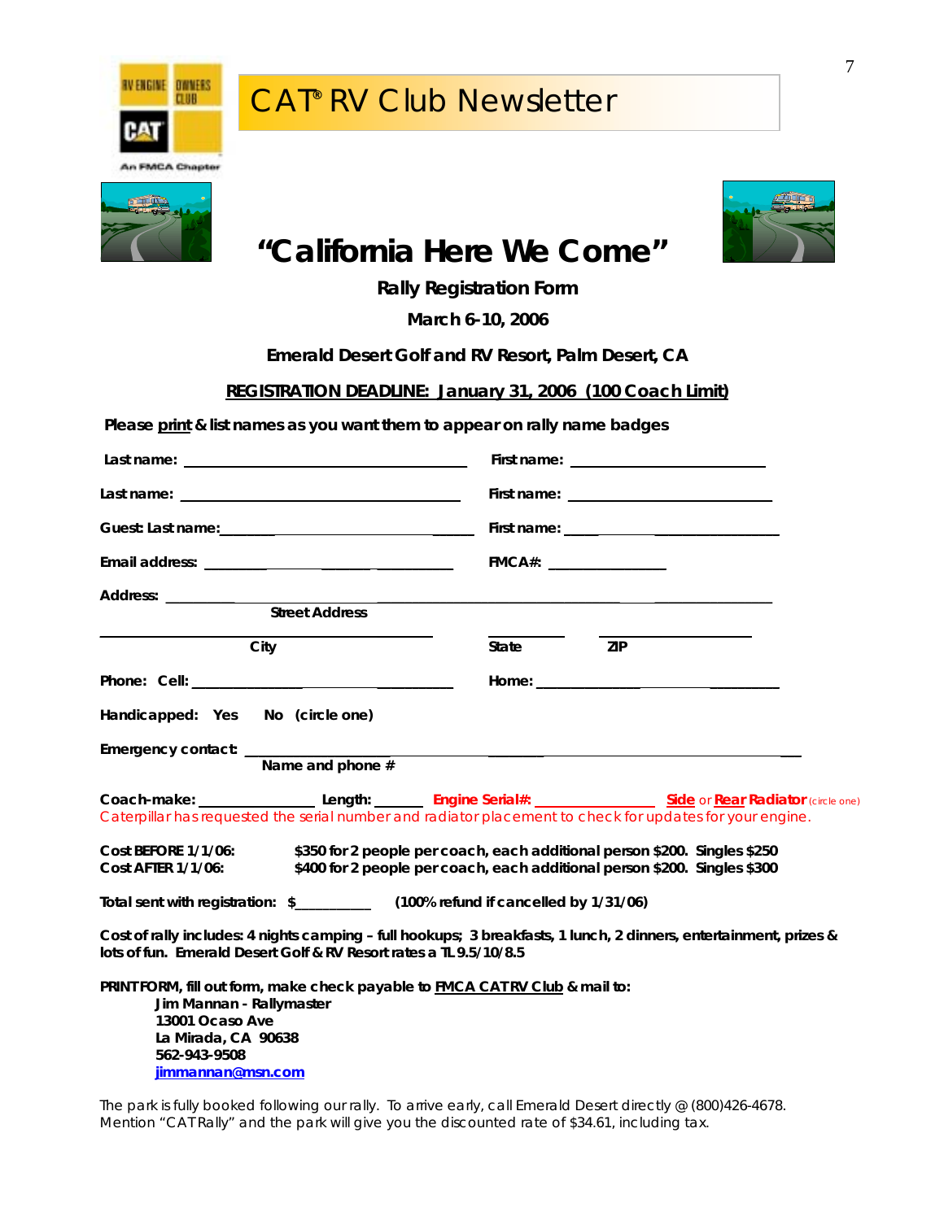# CAT® RV Club Newsletter

RV ENGINE OWNERS CLUB
CAT
An FMCA Chapter

## "California Here We Come"

### Rally Registration Form

**March 6-10, 2006**

**Emerald Desert Golf and RV Resort, Palm Desert, CA**

**REGISTRATION DEADLINE: January 31, 2006 (100 Coach Limit)**

**Please print & list names as you want them to appear on rally name badges**

**Last name:** ______________________________ **First name:** ______________________

**Last name:** ______________________________ **First name:** ______________________

**Guest: Last name:** ___________________________ **First name:** ______________________

**Email address:** ___________________________ **FMCA#:** _______________

**Address:** ________________________________________________________________
Street Address

_______________________________ __________ ____________
City State ZIP

**Phone: Cell:** ___________________________ **Home:** ______________________

**Handicapped: Yes No (circle one)**

**Emergency contact:** ______________________________________________________
Name and phone #

**Coach-make:** _______________ **Length:** _______ **Engine Serial#:** _______________ **Side** or **Rear Radiator** (circle one)
Caterpillar has requested the serial number and radiator placement to check for updates for your engine.

**Cost BEFORE 1/1/06:** $350 for 2 people per coach, each additional person $200. Singles $250
**Cost AFTER 1/1/06:** $400 for 2 people per coach, each additional person $200. Singles $300

**Total sent with registration: $**__________ **(100% refund if cancelled by 1/31/06)**

**Cost of rally includes: 4 nights camping – full hookups; 3 breakfasts, 1 lunch, 2 dinners, entertainment, prizes & lots of fun. Emerald Desert Golf & RV Resort rates a TL 9.5/10/8.5**

**PRINT FORM, fill out form, make check payable to FMCA CAT RV Club & mail to:**

**Jim Mannan - Rallymaster**
**13001 Ocaso Ave**
**La Mirada, CA 90638**
**562-943-9508**
**jimmannan@msn.com**

The park is fully booked following our rally. To arrive early, call Emerald Desert directly @ (800)426-4678. Mention "CAT Rally" and the park will give you the discounted rate of $34.61, including tax.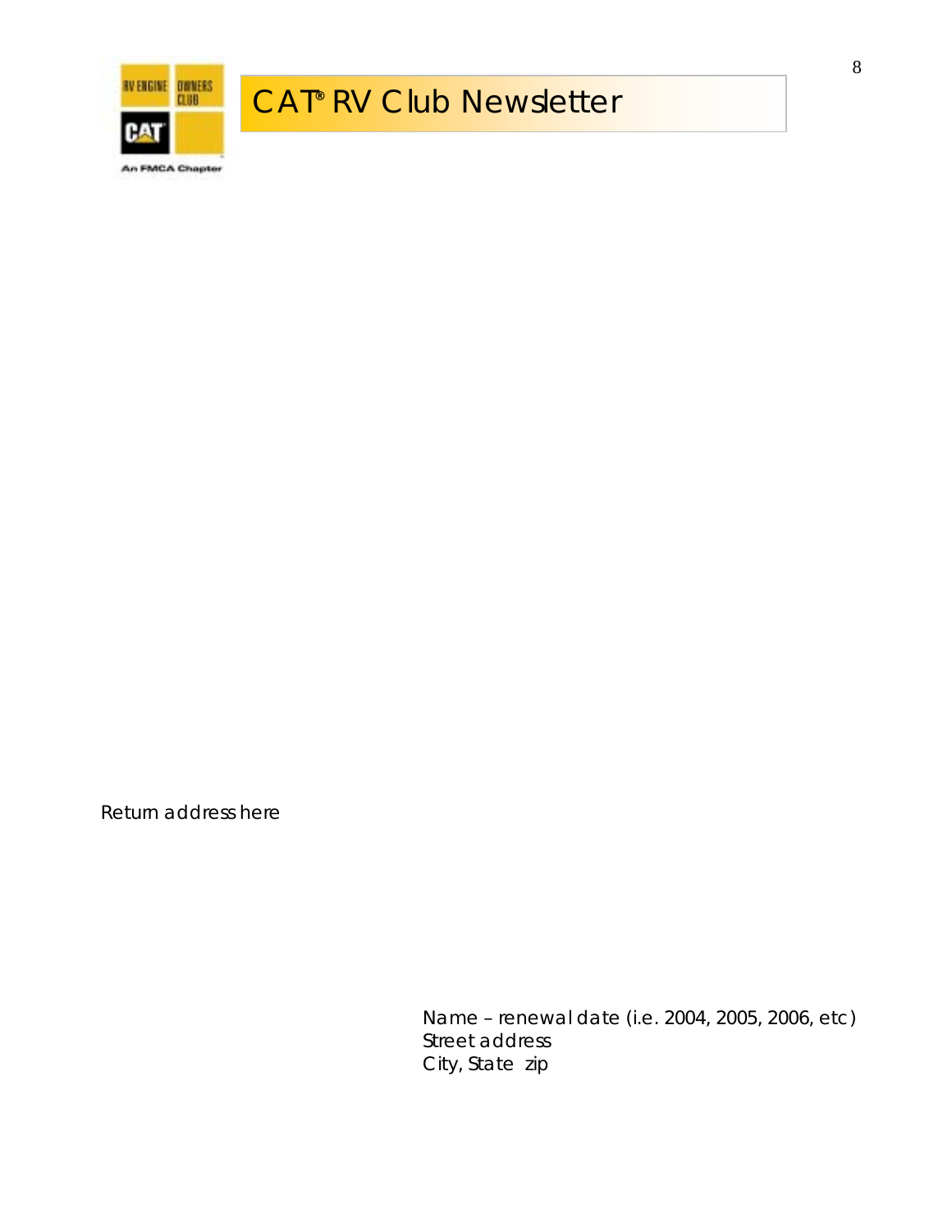# CAT® RV Club Newsletter

Return address here

Name – renewal date (i.e. 2004, 2005, 2006, etc)
Street address
City, State zip